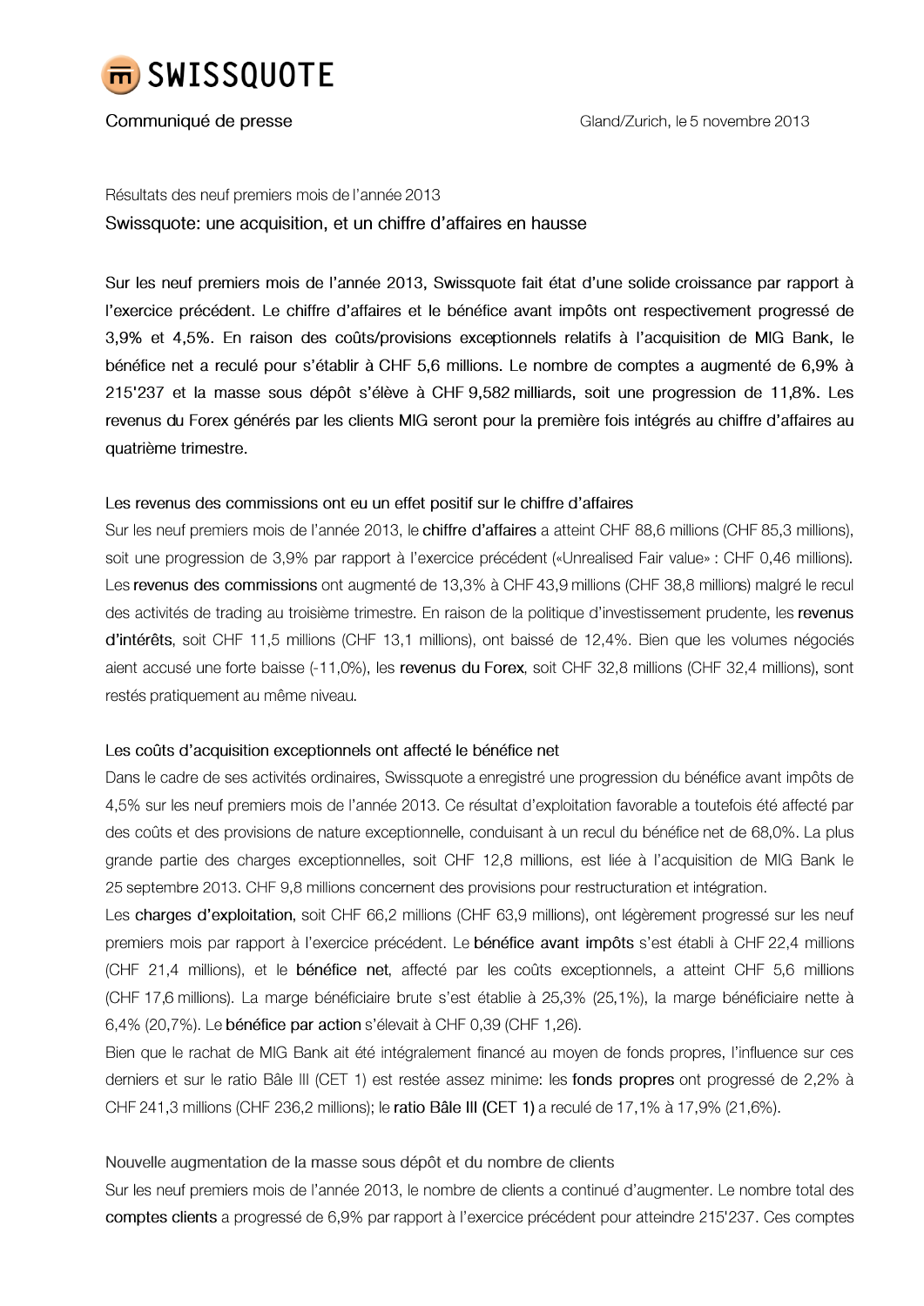SWISSQUOTE

Communiqué de presse

Gland/Zurich, le 5 novembre 2013

Résultats des neuf premiers mois de l'année 2013

## Swissquote: une acquisition, et un chiffre d'affaires en hausse

Sur les neuf premiers mois de l'année 2013, Swissquote fait état d'une solide croissance par rapport à l'exercice précédent. Le chiffre d'affaires et le bénéfice avant impôts ont respectivement progressé de 3,9% et 4,5%. En raison des coûts/provisions exceptionnels relatifs à l'acquisition de MIG Bank, le bénéfice net a reculé pour s'établir à CHF 5,6 millions. Le nombre de comptes a augmenté de 6,9% à 215'237 et la masse sous dépôt s'élève à CHF 9,582 milliards, soit une progression de 11,8%. Les revenus du Forex générés par les clients MIG seront pour la première fois intégrés au chiffre d'affaires au quatrième trimestre.

### Les revenus des commissions ont eu un effet positif sur le chiffre d'affaires

Sur les neuf premiers mois de l'année 2013, le **chiffre d'affaires** a atteint CHF 88,6 millions (CHF 85,3 millions), soit une progression de 3,9% par rapport à l'exercice précédent («Unrealised Fair value» : CHF 0,46 millions). Les **revenus des commissions** ont augmenté de 13,3% à CHF 43,9 millions (CHF 38,8 millions) malgré le recul des activités de trading au troisième trimestre. En raison de la politique d'investissement prudente, les **revenus d'intérêts**, soit CHF 11,5 millions (CHF 13,1 millions), ont baissé de 12,4%. Bien que les volumes négociés aient accusé une forte baisse (-11,0%), les **revenus du Forex**, soit CHF 32,8 millions (CHF 32,4 millions), sont restés pratiquement au même niveau.

### Les coûts d'acquisition exceptionnels ont affecté le bénéfice net

Dans le cadre de ses activités ordinaires, Swissquote a enregistré une progression du bénéfice avant impôts de 4,5% sur les neuf premiers mois de l'année 2013. Ce résultat d'exploitation favorable a toutefois été affecté par des coûts et des provisions de nature exceptionnelle, conduisant à un recul du bénéfice net de 68,0%. La plus grande partie des charges exceptionnelles, soit CHF 12,8 millions, est liée à l'acquisition de MIG Bank le 25 septembre 2013. CHF 9,8 millions concernent des provisions pour restructuration et intégration.

Les **charges d'exploitation**, soit CHF 66,2 millions (CHF 63,9 millions), ont légèrement progressé sur les neuf premiers mois par rapport à l'exercice précédent. Le **bénéfice avant impôts** s'est établi à CHF 22,4 millions (CHF 21,4 millions), et le **bénéfice net**, affecté par les coûts exceptionnels, a atteint CHF 5,6 millions (CHF 17,6 millions). La marge bénéficiaire brute s'est établie à 25,3% (25,1%), la marge bénéficiaire nette à 6,4% (20,7%). Le **bénéfice par action** s'élevait à CHF 0,39 (CHF 1,26).

Bien que le rachat de MIG Bank ait été intégralement financé au moyen de fonds propres, l'influence sur ces derniers et sur le ratio Bâle III (CET 1) est restée assez minime: les **fonds propres** ont progressé de 2,2% à CHF 241,3 millions (CHF 236,2 millions); le **ratio Bâle III (CET 1)** a reculé de 17,1% à 17,9% (21,6%).

### Nouvelle augmentation de la masse sous dépôt et du nombre de clients

Sur les neuf premiers mois de l'année 2013, le nombre de clients a continué d'augmenter. Le nombre total des **comptes clients** a progressé de 6,9% par rapport à l'exercice précédent pour atteindre 215'237. Ces comptes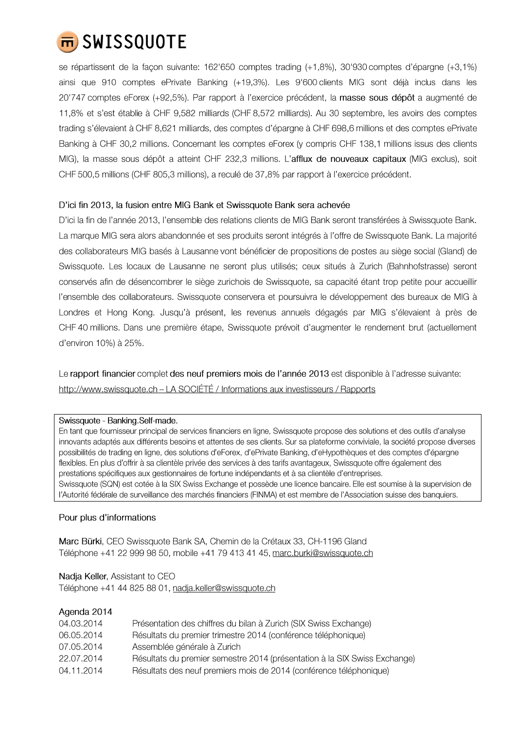se répartissent de la façon suivante: 162'650 comptes trading (+1,8%), 30'930 comptes d'épargne (+3,1%) ainsi que 910 comptes ePrivate Banking (+19,3%). Les 9'600 clients MIG sont déjà inclus dans les 20'747 comptes eForex (+92,5%). Par rapport à l'exercice précédent, la **masse sous dépôt** a augmenté de 11,8% et s'est établie à CHF 9,582 milliards (CHF 8,572 milliards). Au 30 septembre, les avoirs des comptes trading s'élevaient à CHF 8,621 milliards, des comptes d'épargne à CHF 698,6 millions et des comptes ePrivate Banking à CHF 30,2 millions. Concernant les comptes eForex (y compris CHF 138,1 millions issus des clients MIG), la masse sous dépôt a atteint CHF 232,3 millions. L'**afflux de nouveaux capitaux** (MIG exclus), soit CHF 500,5 millions (CHF 805,3 millions), a reculé de 37,8% par rapport à l'exercice précédent.

### D'ici fin 2013, la fusion entre MIG Bank et Swissquote Bank sera achevée

D'ici la fin de l'année 2013, l'ensemble des relations clients de MIG Bank seront transférées à Swissquote Bank. La marque MIG sera alors abandonnée et ses produits seront intégrés à l'offre de Swissquote Bank. La majorité des collaborateurs MIG basés à Lausanne vont bénéficier de propositions de postes au siège social (Gland) de Swissquote. Les locaux de Lausanne ne seront plus utilisés; ceux situés à Zurich (Bahnhofstrasse) seront conservés afin de désencombrer le siège zurichois de Swissquote, sa capacité étant trop petite pour accueillir l'ensemble des collaborateurs. Swissquote conservera et poursuivra le développement des bureaux de MIG à Londres et Hong Kong. Jusqu'à présent, les revenus annuels dégagés par MIG s'élevaient à près de CHF 40 millions. Dans une première étape, Swissquote prévoit d'augmenter le rendement brut (actuellement d'environ 10%) à 25%.

Le **rapport financier** complet **des neuf premiers mois de l'année 2013** est disponible à l'adresse suivante: http://www.swissquote.ch – LA SOCIÉTÉ / Informations aux investisseurs / Rapports

**Swissquote - Banking.Self-made.**
En tant que fournisseur principal de services financiers en ligne, Swissquote propose des solutions et des outils d'analyse innovants adaptés aux différents besoins et attentes de ses clients. Sur sa plateforme conviviale, la société propose diverses possibilités de trading en ligne, des solutions d'eForex, d'ePrivate Banking, d'eHypothèques et des comptes d'épargne flexibles. En plus d'offrir à sa clientèle privée des services à des tarifs avantageux, Swissquote offre également des prestations spécifiques aux gestionnaires de fortune indépendants et à sa clientèle d'entreprises.
Swissquote (SQN) est cotée à la SIX Swiss Exchange et possède une licence bancaire. Elle est soumise à la supervision de l'Autorité fédérale de surveillance des marchés financiers (FINMA) et est membre de l'Association suisse des banquiers.

### Pour plus d'informations

**Marc Bürki**, CEO Swissquote Bank SA, Chemin de la Crétaux 33, CH-1196 Gland
Téléphone +41 22 999 98 50, mobile +41 79 413 41 45, marc.burki@swissquote.ch

**Nadja Keller**, Assistant to CEO
Téléphone +41 44 825 88 01, nadja.keller@swissquote.ch

### Agenda 2014

| | |
|---|---|
| 04.03.2014 | Présentation des chiffres du bilan à Zurich (SIX Swiss Exchange) |
| 06.05.2014 | Résultats du premier trimestre 2014 (conférence téléphonique) |
| 07.05.2014 | Assemblée générale à Zurich |
| 22.07.2014 | Résultats du premier semestre 2014 (présentation à la SIX Swiss Exchange) |
| 04.11.2014 | Résultats des neuf premiers mois de 2014 (conférence téléphonique) |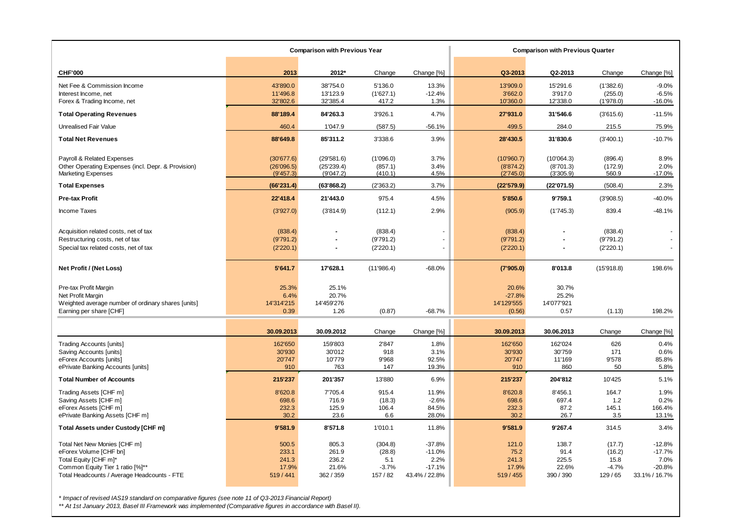| | Comparison with Previous Year | | | | Comparison with Previous Quarter | | | |
|---|---|---|---|---|---|---|---|---|
| **CHF'000** | **2013** | **2012*** | Change | Change [%] | **Q3-2013** | Q2-2013 | Change | Change [%] |
| Net Fee & Commission Income | 43'890.0 | 38'754.0 | 5'136.0 | 13.3% | 13'909.0 | 15'291.6 | (1'382.6) | -9.0% |
| Interest Income, net | 11'496.8 | 13'123.9 | (1'627.1) | -12.4% | 3'662.0 | 3'917.0 | (255.0) | -6.5% |
| Forex & Trading Income, net | 32'802.6 | 32'385.4 | 417.2 | 1.3% | 10'360.0 | 12'338.0 | (1'978.0) | -16.0% |
| **Total Operating Revenues** | **88'189.4** | **84'263.3** | 3'926.1 | 4.7% | **27'931.0** | **31'546.6** | (3'615.6) | -11.5% |
| Unrealised Fair Value | 460.4 | 1'047.9 | (587.5) | -56.1% | 499.5 | 284.0 | 215.5 | 75.9% |
| **Total Net Revenues** | **88'649.8** | **85'311.2** | 3'338.6 | 3.9% | **28'430.5** | **31'830.6** | (3'400.1) | -10.7% |
| Payroll & Related Expenses | (30'677.6) | (29'581.6) | (1'096.0) | 3.7% | (10'960.7) | (10'064.3) | (896.4) | 8.9% |
| Other Operating Expenses (incl. Depr. & Provision) | (26'096.5) | (25'239.4) | (857.1) | 3.4% | (8'874.2) | (8'701.3) | (172.9) | 2.0% |
| Marketing Expenses | (9'457.3) | (9'047.2) | (410.1) | 4.5% | (2'745.0) | (3'305.9) | 560.9 | -17.0% |
| **Total Expenses** | **(66'231.4)** | **(63'868.2)** | (2'363.2) | 3.7% | **(22'579.9)** | **(22'071.5)** | (508.4) | 2.3% |
| **Pre-tax Profit** | **22'418.4** | **21'443.0** | 975.4 | 4.5% | **5'850.6** | **9'759.1** | (3'908.5) | -40.0% |
| Income Taxes | (3'927.0) | (3'814.9) | (112.1) | 2.9% | (905.9) | (1'745.3) | 839.4 | -48.1% |
| Acquisition related costs, net of tax | (838.4) | - | (838.4) | - | (838.4) | - | (838.4) | - |
| Restructuring costs, net of tax | (9'791.2) | - | (9'791.2) | - | (9'791.2) | - | (9'791.2) | - |
| Special tax related costs, net of tax | (2'220.1) | - | (2'220.1) | - | (2'220.1) | - | (2'220.1) | - |
| **Net Profit / (Net Loss)** | **5'641.7** | **17'628.1** | (11'986.4) | -68.0% | **(7'905.0)** | **8'013.8** | (15'918.8) | 198.6% |
| Pre-tax Profit Margin | 25.3% | 25.1% | | | 20.6% | 30.7% | | |
| Net Profit Margin | 6.4% | 20.7% | | | -27.8% | 25.2% | | |
| Weighted average number of ordinary shares [units] | 14'314'215 | 14'459'276 | | | 14'129'555 | 14'077'921 | | |
| Earning per share [CHF] | 0.39 | 1.26 | (0.87) | -68.7% | (0.56) | 0.57 | (1.13) | 198.2% |
| | **30.09.2013** | **30.09.2012** | Change | Change [%] | **30.09.2013** | **30.06.2013** | Change | Change [%] |
| Trading Accounts [units] | 162'650 | 159'803 | 2'847 | 1.8% | 162'650 | 162'024 | 626 | 0.4% |
| Saving Accounts [units] | 30'930 | 30'012 | 918 | 3.1% | 30'930 | 30'759 | 171 | 0.6% |
| eForex Accounts [units] | 20'747 | 10'779 | 9'968 | 92.5% | 20'747 | 11'169 | 9'578 | 85.8% |
| ePrivate Banking Accounts [units] | 910 | 763 | 147 | 19.3% | 910 | 860 | 50 | 5.8% |
| **Total Number of Accounts** | **215'237** | **201'357** | 13'880 | 6.9% | **215'237** | **204'812** | 10'425 | 5.1% |
| Trading Assets [CHF m] | 8'620.8 | 7'705.4 | 915.4 | 11.9% | 8'620.8 | 8'456.1 | 164.7 | 1.9% |
| Saving Assets [CHF m] | 698.6 | 716.9 | (18.3) | -2.6% | 698.6 | 697.4 | 1.2 | 0.2% |
| eForex Assets [CHF m] | 232.3 | 125.9 | 106.4 | 84.5% | 232.3 | 87.2 | 145.1 | 166.4% |
| ePrivate Banking Assets [CHF m] | 30.2 | 23.6 | 6.6 | 28.0% | 30.2 | 26.7 | 3.5 | 13.1% |
| **Total Assets under Custody [CHF m]** | **9'581.9** | **8'571.8** | 1'010.1 | 11.8% | **9'581.9** | **9'267.4** | 314.5 | 3.4% |
| Total Net New Monies [CHF m] | 500.5 | 805.3 | (304.8) | -37.8% | 121.0 | 138.7 | (17.7) | -12.8% |
| eForex Volume [CHF bn] | 233.1 | 261.9 | (28.8) | -11.0% | 75.2 | 91.4 | (16.2) | -17.7% |
| Total Equity [CHF m]* | 241.3 | 236.2 | 5.1 | 2.2% | 241.3 | 225.5 | 15.8 | 7.0% |
| Common Equity Tier 1 ratio [%]** | 17.9% | 21.6% | -3.7% | -17.1% | 17.9% | 22.6% | -4.7% | -20.8% |
| Total Headcounts / Average Headcounts - FTE | 519 / 441 | 362 / 359 | 157 / 82 | 43.4% / 22.8% | 519 / 455 | 390 / 390 | 129 / 65 | 33.1% / 16.7% |

*\* Impact of revised IAS19 standard on comparative figures (see note 11 of Q3-2013 Financial Report)*

*\*\* At 1st January 2013, Basel III Framework was implemented (Comparative figures in accordance with Basel II).*